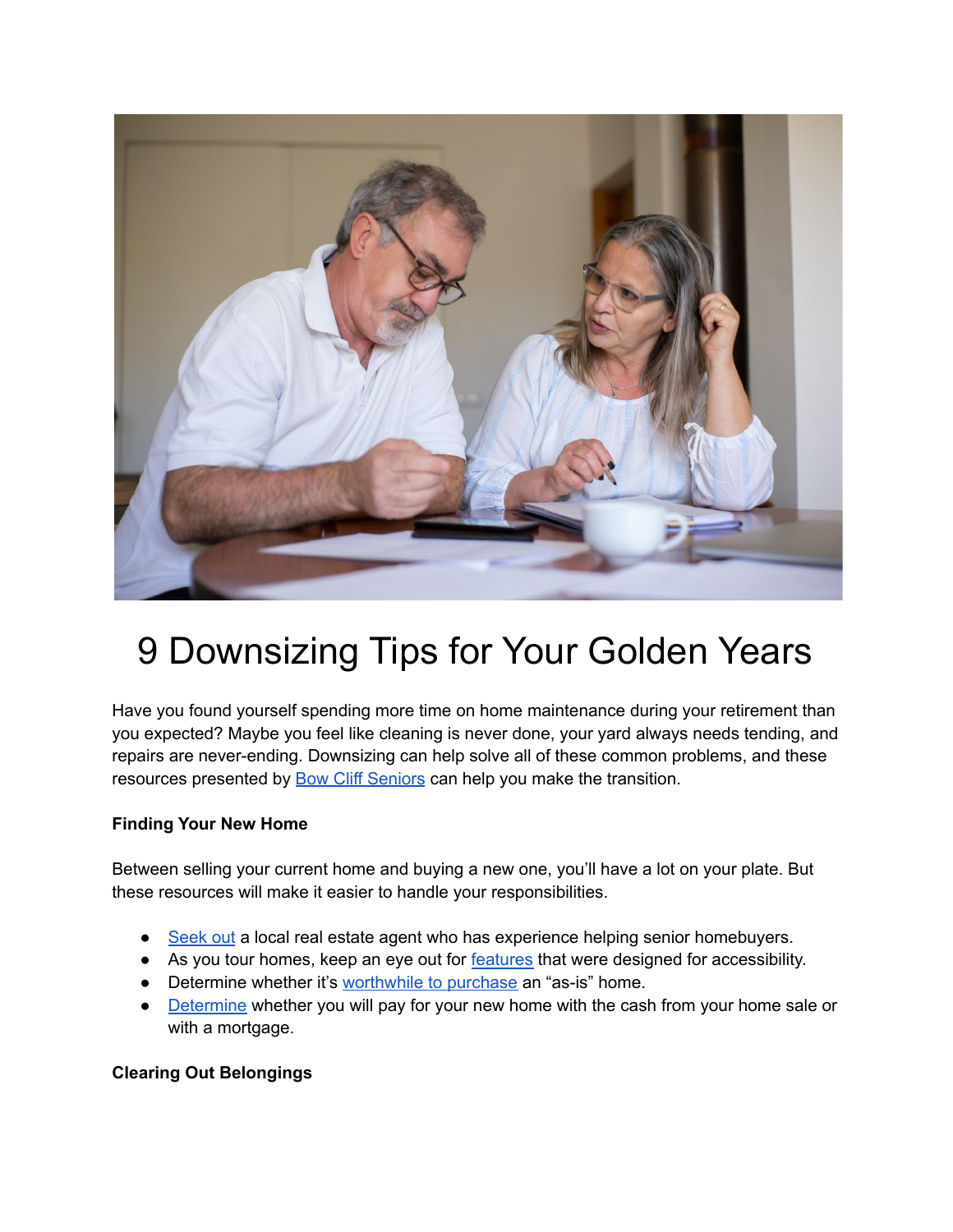# 9 Downsizing Tips for Your Golden Years

Have you found yourself spending more time on home maintenance during your retirement than you expected? Maybe you feel like cleaning is never done, your yard always needs tending, and repairs are never-ending. Downsizing can help solve all of these common problems, and these resources presented by Bow Cliff Seniors can help you make the transition.

**Finding Your New Home**

Between selling your current home and buying a new one, you'll have a lot on your plate. But these resources will make it easier to handle your responsibilities.

- Seek out a local real estate agent who has experience helping senior homebuyers.
- As you tour homes, keep an eye out for features that were designed for accessibility.
- Determine whether it's worthwhile to purchase an "as-is" home.
- Determine whether you will pay for your new home with the cash from your home sale or with a mortgage.

**Clearing Out Belongings**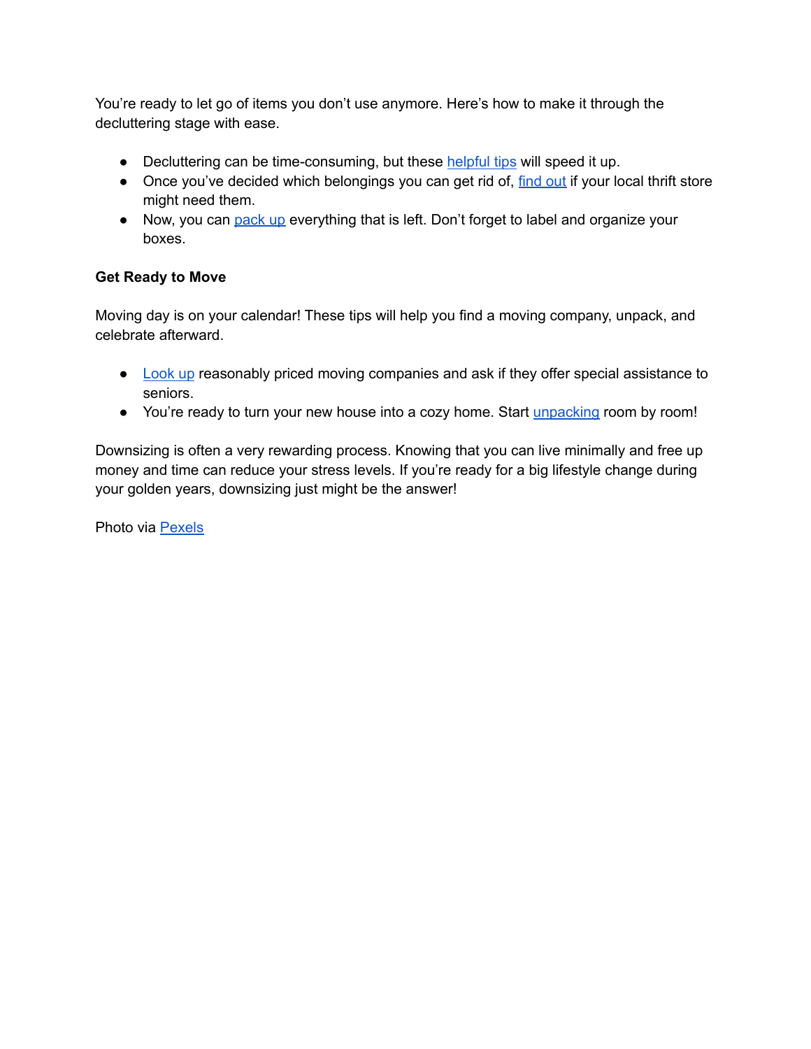You're ready to let go of items you don't use anymore. Here's how to make it through the decluttering stage with ease.

- Decluttering can be time-consuming, but these helpful tips will speed it up.
- Once you've decided which belongings you can get rid of, find out if your local thrift store might need them.
- Now, you can pack up everything that is left. Don't forget to label and organize your boxes.

**Get Ready to Move**

Moving day is on your calendar! These tips will help you find a moving company, unpack, and celebrate afterward.

- Look up reasonably priced moving companies and ask if they offer special assistance to seniors.
- You're ready to turn your new house into a cozy home. Start unpacking room by room!

Downsizing is often a very rewarding process. Knowing that you can live minimally and free up money and time can reduce your stress levels. If you're ready for a big lifestyle change during your golden years, downsizing just might be the answer!

Photo via Pexels